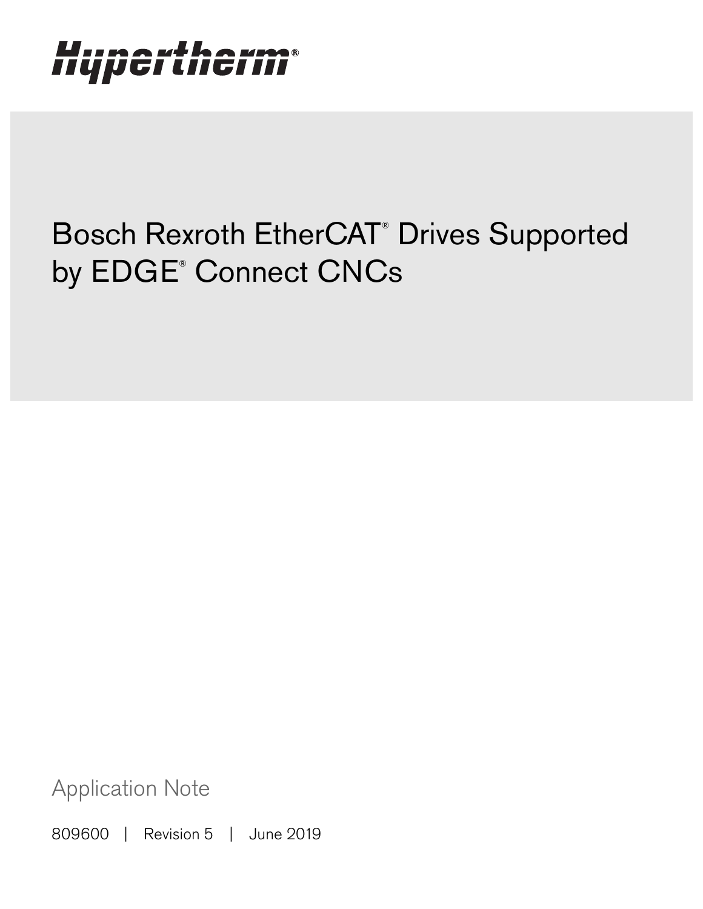Hypertherm®

# Bosch Rexroth EtherCAT® Drives Supported by EDGE® Connect CNCs

Application Note

809600 | Revision 5 | June 2019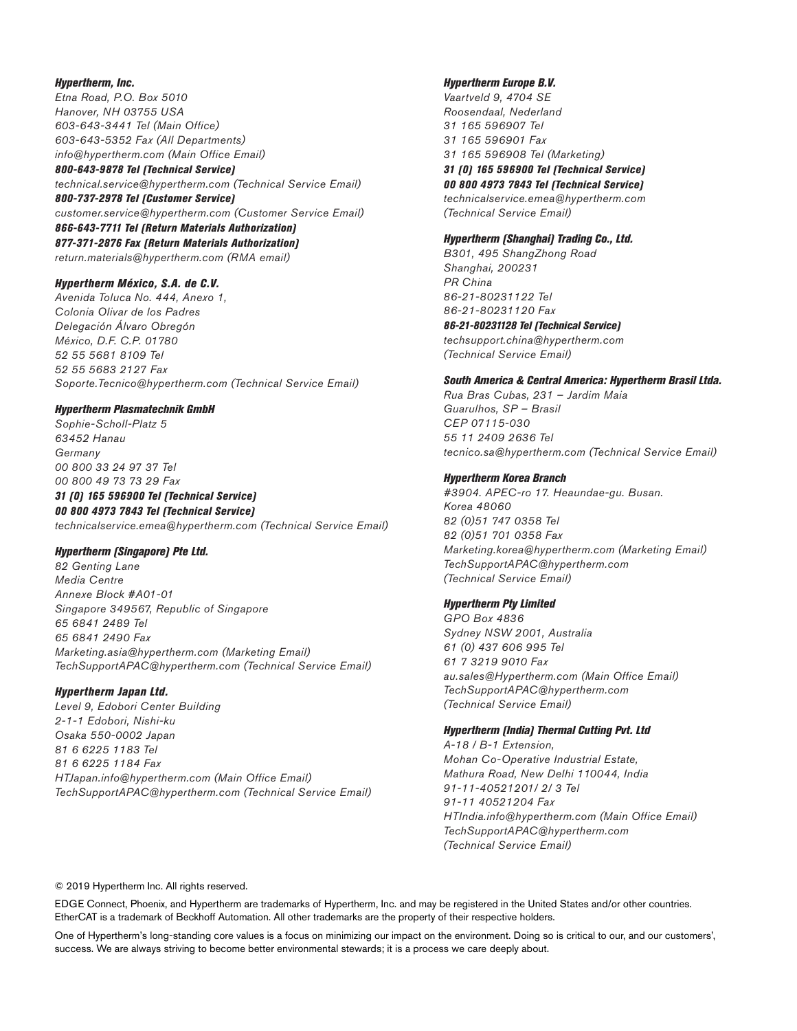***Hypertherm, Inc.***
*Etna Road, P.O. Box 5010*
*Hanover, NH 03755 USA*
*603-643-3441 Tel (Main Office)*
*603-643-5352 Fax (All Departments)*
*info@hypertherm.com (Main Office Email)*
***800-643-9878 Tel (Technical Service)***
*technical.service@hypertherm.com (Technical Service Email)*
***800-737-2978 Tel (Customer Service)***
*customer.service@hypertherm.com (Customer Service Email)*
***866-643-7711 Tel (Return Materials Authorization)***
***877-371-2876 Fax (Return Materials Authorization)***
*return.materials@hypertherm.com (RMA email)*

***Hypertherm México, S.A. de C.V.***
*Avenida Toluca No. 444, Anexo 1,*
*Colonia Olivar de los Padres*
*Delegación Álvaro Obregón*
*México, D.F. C.P. 01780*
*52 55 5681 8109 Tel*
*52 55 5683 2127 Fax*
*Soporte.Tecnico@hypertherm.com (Technical Service Email)*

***Hypertherm Plasmatechnik GmbH***
*Sophie-Scholl-Platz 5*
*63452 Hanau*
*Germany*
*00 800 33 24 97 37 Tel*
*00 800 49 73 73 29 Fax*
***31 (0) 165 596900 Tel (Technical Service)***
***00 800 4973 7843 Tel (Technical Service)***
*technicalservice.emea@hypertherm.com (Technical Service Email)*

***Hypertherm (Singapore) Pte Ltd.***
*82 Genting Lane*
*Media Centre*
*Annexe Block #A01-01*
*Singapore 349567, Republic of Singapore*
*65 6841 2489 Tel*
*65 6841 2490 Fax*
*Marketing.asia@hypertherm.com (Marketing Email)*
*TechSupportAPAC@hypertherm.com (Technical Service Email)*

***Hypertherm Japan Ltd.***
*Level 9, Edobori Center Building*
*2-1-1 Edobori, Nishi-ku*
*Osaka 550-0002 Japan*
*81 6 6225 1183 Tel*
*81 6 6225 1184 Fax*
*HTJapan.info@hypertherm.com (Main Office Email)*
*TechSupportAPAC@hypertherm.com (Technical Service Email)*

***Hypertherm Europe B.V.***
*Vaartveld 9, 4704 SE*
*Roosendaal, Nederland*
*31 165 596907 Tel*
*31 165 596901 Fax*
*31 165 596908 Tel (Marketing)*
***31 (0) 165 596900 Tel (Technical Service)***
***00 800 4973 7843 Tel (Technical Service)***
*technicalservice.emea@hypertherm.com*
*(Technical Service Email)*

***Hypertherm (Shanghai) Trading Co., Ltd.***
*B301, 495 ShangZhong Road*
*Shanghai, 200231*
*PR China*
*86-21-80231122 Tel*
*86-21-80231120 Fax*
***86-21-80231128 Tel (Technical Service)***
*techsupport.china@hypertherm.com*
*(Technical Service Email)*

***South America & Central America: Hypertherm Brasil Ltda.***
*Rua Bras Cubas, 231 – Jardim Maia*
*Guarulhos, SP – Brasil*
*CEP 07115-030*
*55 11 2409 2636 Tel*
*tecnico.sa@hypertherm.com (Technical Service Email)*

***Hypertherm Korea Branch***
*#3904. APEC-ro 17. Heaundae-gu. Busan.*
*Korea 48060*
*82 (0)51 747 0358 Tel*
*82 (0)51 701 0358 Fax*
*Marketing.korea@hypertherm.com (Marketing Email)*
*TechSupportAPAC@hypertherm.com*
*(Technical Service Email)*

***Hypertherm Pty Limited***
*GPO Box 4836*
*Sydney NSW 2001, Australia*
*61 (0) 437 606 995 Tel*
*61 7 3219 9010 Fax*
*au.sales@Hypertherm.com (Main Office Email)*
*TechSupportAPAC@hypertherm.com*
*(Technical Service Email)*

***Hypertherm (India) Thermal Cutting Pvt. Ltd***
*A-18 / B-1 Extension,*
*Mohan Co-Operative Industrial Estate,*
*Mathura Road, New Delhi 110044, India*
*91-11-40521201/ 2/ 3 Tel*
*91-11 40521204 Fax*
*HTIndia.info@hypertherm.com (Main Office Email)*
*TechSupportAPAC@hypertherm.com*
*(Technical Service Email)*

© 2019 Hypertherm Inc. All rights reserved.

EDGE Connect, Phoenix, and Hypertherm are trademarks of Hypertherm, Inc. and may be registered in the United States and/or other countries. EtherCAT is a trademark of Beckhoff Automation. All other trademarks are the property of their respective holders.

One of Hypertherm's long-standing core values is a focus on minimizing our impact on the environment. Doing so is critical to our, and our customers', success. We are always striving to become better environmental stewards; it is a process we care deeply about.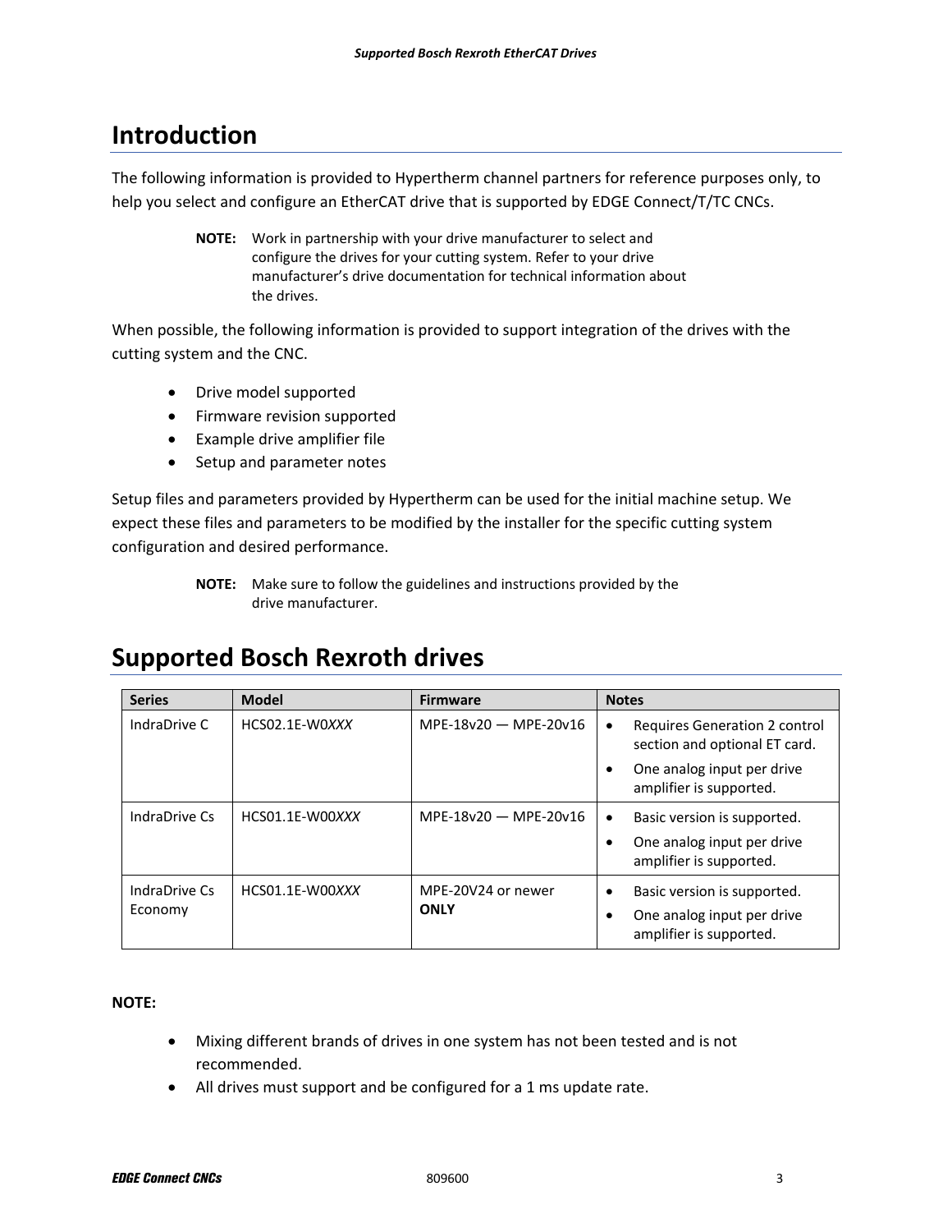# Introduction

The following information is provided to Hypertherm channel partners for reference purposes only, to help you select and configure an EtherCAT drive that is supported by EDGE Connect/T/TC CNCs.

> **NOTE:** Work in partnership with your drive manufacturer to select and configure the drives for your cutting system. Refer to your drive manufacturer's drive documentation for technical information about the drives.

When possible, the following information is provided to support integration of the drives with the cutting system and the CNC.

- Drive model supported
- Firmware revision supported
- Example drive amplifier file
- Setup and parameter notes

Setup files and parameters provided by Hypertherm can be used for the initial machine setup. We expect these files and parameters to be modified by the installer for the specific cutting system configuration and desired performance.

> **NOTE:** Make sure to follow the guidelines and instructions provided by the drive manufacturer.

# Supported Bosch Rexroth drives

| Series | Model | Firmware | Notes |
|---|---|---|---|
| IndraDrive C | HCS02.1E-W0*XXX* | MPE-18v20 — MPE-20v16 | • Requires Generation 2 control section and optional ET card.<br>• One analog input per drive amplifier is supported. |
| IndraDrive Cs | HCS01.1E-W00*XXX* | MPE-18v20 — MPE-20v16 | • Basic version is supported.<br>• One analog input per drive amplifier is supported. |
| IndraDrive Cs Economy | HCS01.1E-W00*XXX* | MPE-20V24 or newer **ONLY** | • Basic version is supported.<br>• One analog input per drive amplifier is supported. |

**NOTE:**

- Mixing different brands of drives in one system has not been tested and is not recommended.
- All drives must support and be configured for a 1 ms update rate.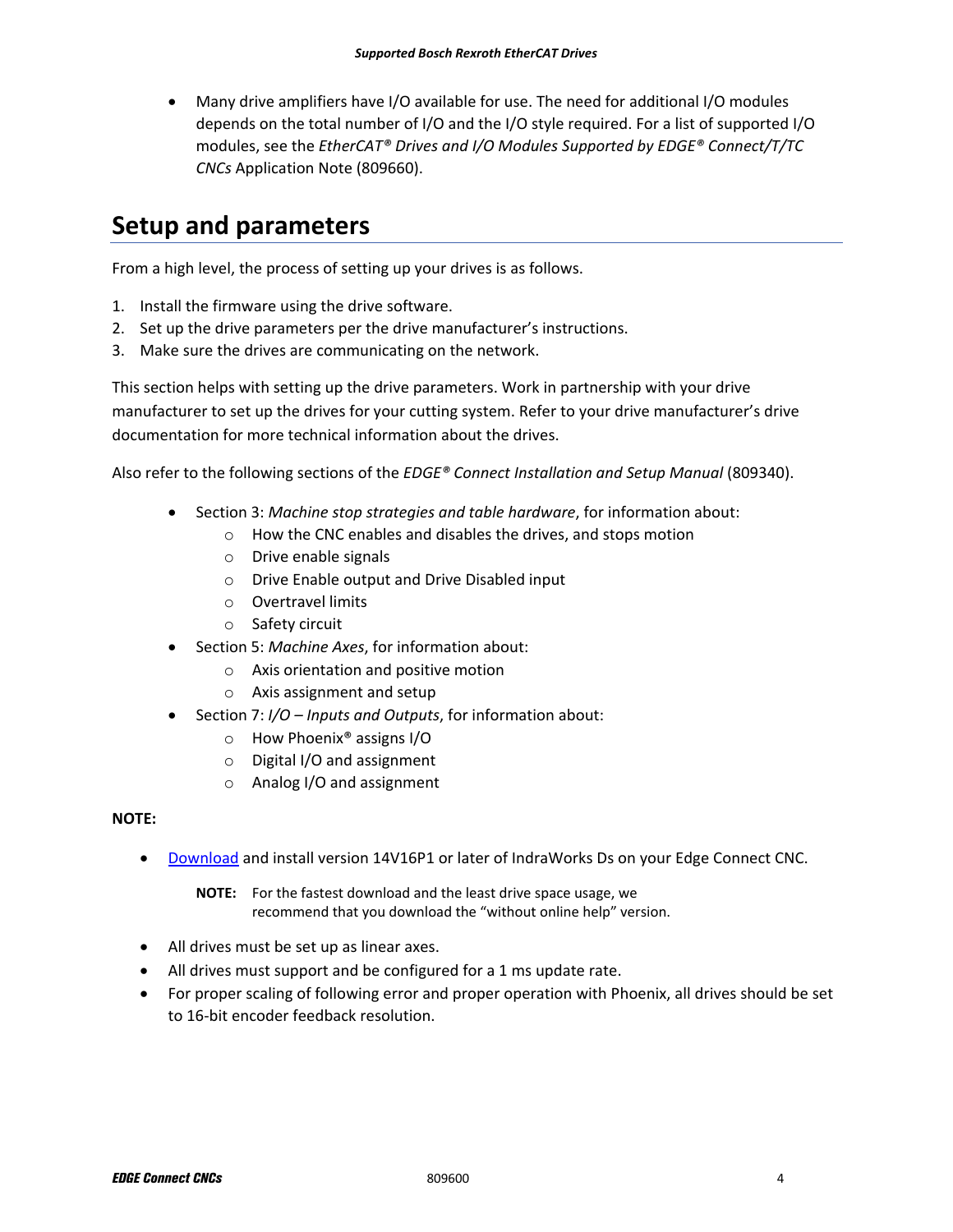- Many drive amplifiers have I/O available for use. The need for additional I/O modules depends on the total number of I/O and the I/O style required. For a list of supported I/O modules, see the *EtherCAT® Drives and I/O Modules Supported by EDGE® Connect/T/TC CNCs* Application Note (809660).

## Setup and parameters

From a high level, the process of setting up your drives is as follows.

1. Install the firmware using the drive software.
2. Set up the drive parameters per the drive manufacturer's instructions.
3. Make sure the drives are communicating on the network.

This section helps with setting up the drive parameters. Work in partnership with your drive manufacturer to set up the drives for your cutting system. Refer to your drive manufacturer's drive documentation for more technical information about the drives.

Also refer to the following sections of the *EDGE® Connect Installation and Setup Manual* (809340).

- Section 3: *Machine stop strategies and table hardware*, for information about:
    - How the CNC enables and disables the drives, and stops motion
    - Drive enable signals
    - Drive Enable output and Drive Disabled input
    - Overtravel limits
    - Safety circuit
- Section 5: *Machine Axes*, for information about:
    - Axis orientation and positive motion
    - Axis assignment and setup
- Section 7: *I/O – Inputs and Outputs*, for information about:
    - How Phoenix® assigns I/O
    - Digital I/O and assignment
    - Analog I/O and assignment

**NOTE:**

- Download and install version 14V16P1 or later of IndraWorks Ds on your Edge Connect CNC.

  **NOTE:** For the fastest download and the least drive space usage, we recommend that you download the "without online help" version.

- All drives must be set up as linear axes.
- All drives must support and be configured for a 1 ms update rate.
- For proper scaling of following error and proper operation with Phoenix, all drives should be set to 16-bit encoder feedback resolution.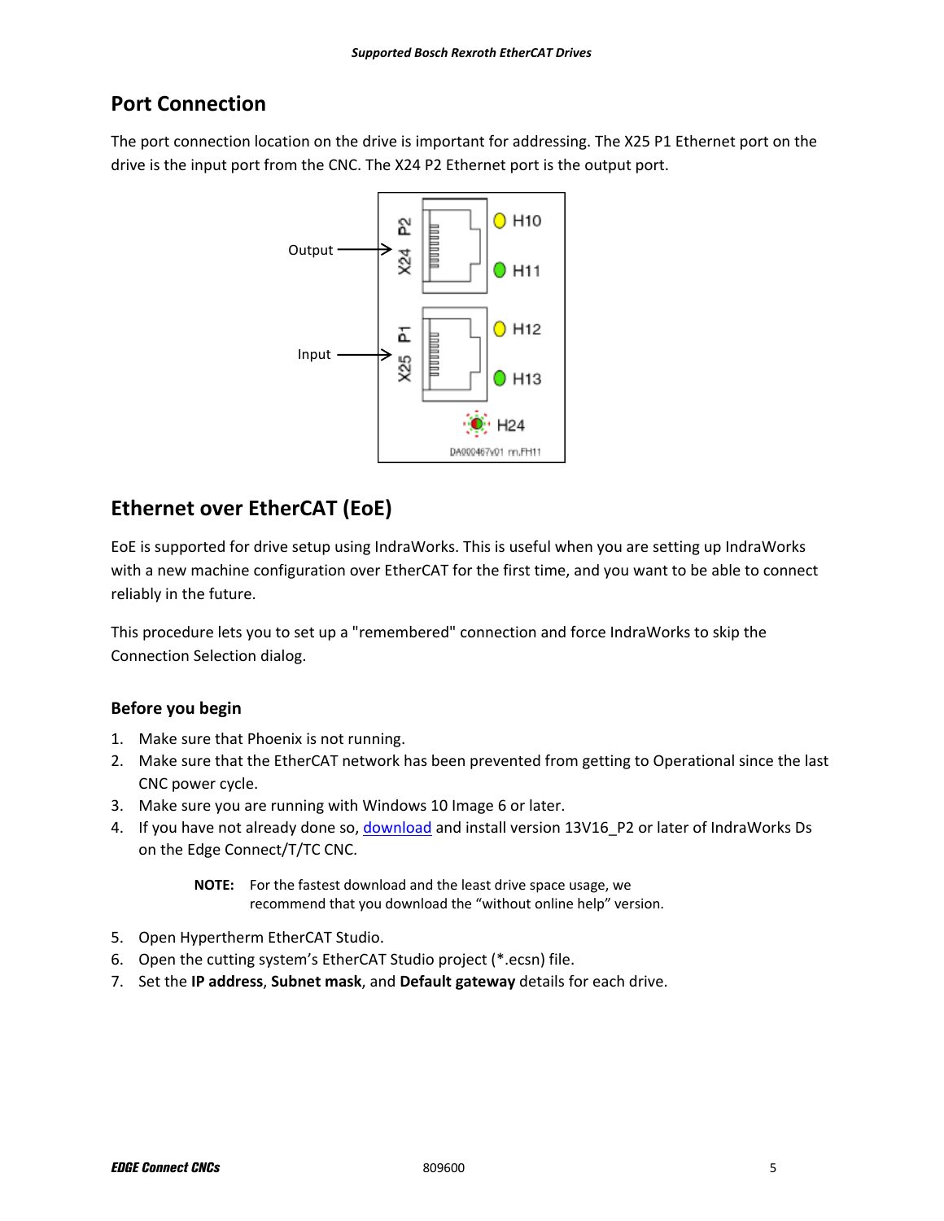## Port Connection

The port connection location on the drive is important for addressing. The X25 P1 Ethernet port on the drive is the input port from the CNC. The X24 P2 Ethernet port is the output port.

## Ethernet over EtherCAT (EoE)

EoE is supported for drive setup using IndraWorks. This is useful when you are setting up IndraWorks with a new machine configuration over EtherCAT for the first time, and you want to be able to connect reliably in the future.

This procedure lets you to set up a "remembered" connection and force IndraWorks to skip the Connection Selection dialog.

### Before you begin

1. Make sure that Phoenix is not running.
2. Make sure that the EtherCAT network has been prevented from getting to Operational since the last CNC power cycle.
3. Make sure you are running with Windows 10 Image 6 or later.
4. If you have not already done so, download and install version 13V16_P2 or later of IndraWorks Ds on the Edge Connect/T/TC CNC.

   **NOTE:** For the fastest download and the least drive space usage, we recommend that you download the "without online help" version.

5. Open Hypertherm EtherCAT Studio.
6. Open the cutting system's EtherCAT Studio project (*.ecsn) file.
7. Set the **IP address**, **Subnet mask**, and **Default gateway** details for each drive.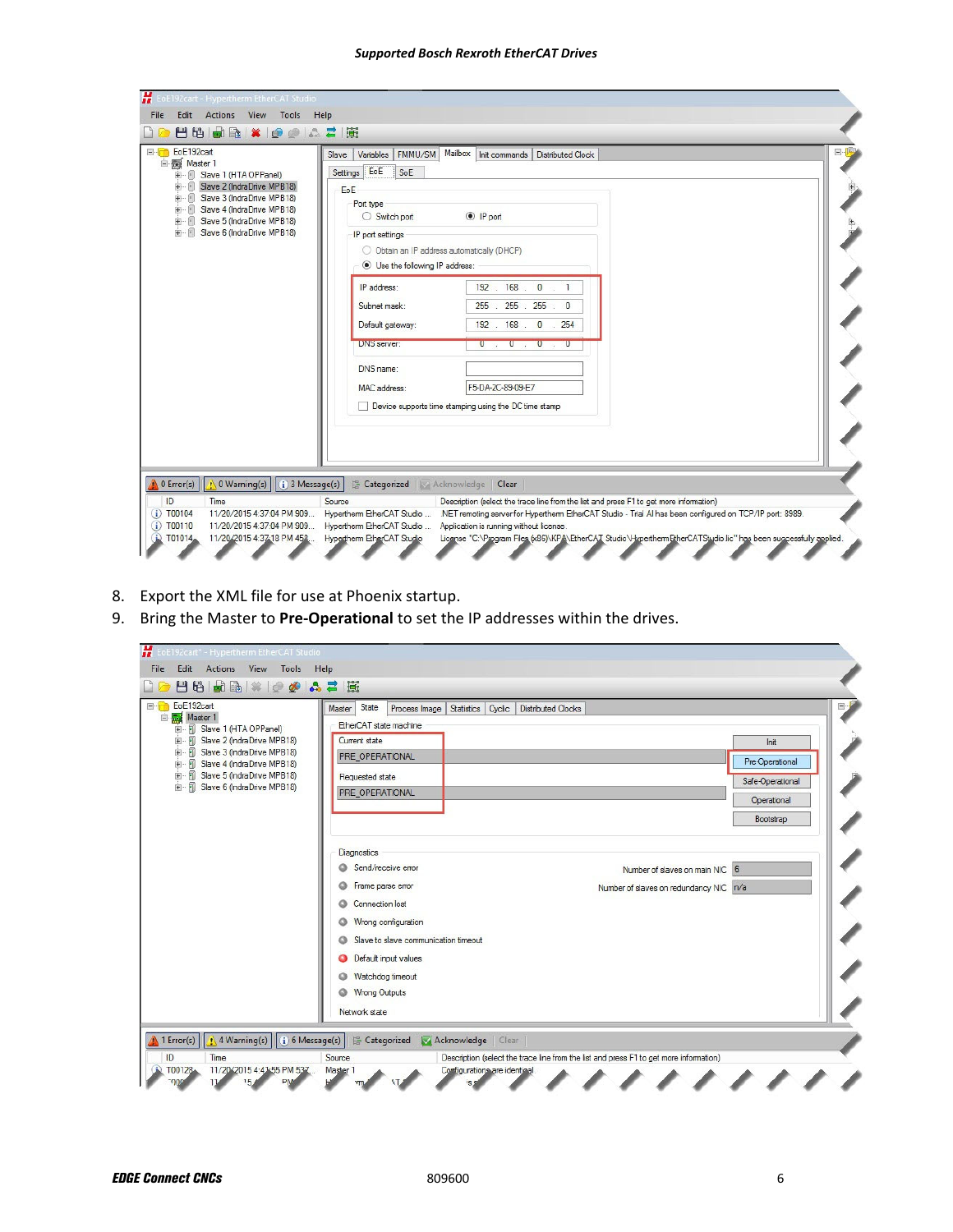8. Export the XML file for use at Phoenix startup.
9. Bring the Master to **Pre-Operational** to set the IP addresses within the drives.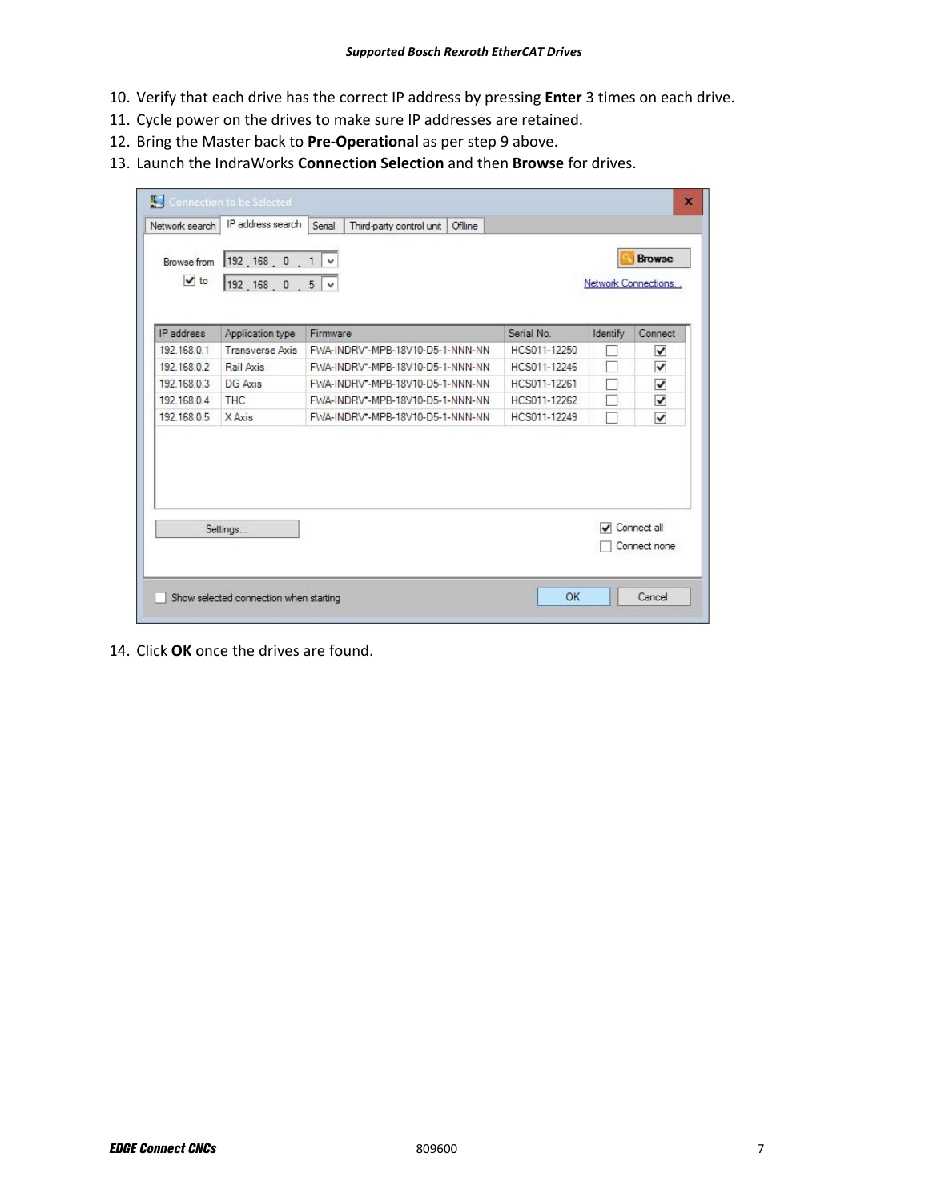10. Verify that each drive has the correct IP address by pressing **Enter** 3 times on each drive.
11. Cycle power on the drives to make sure IP addresses are retained.
12. Bring the Master back to **Pre-Operational** as per step 9 above.
13. Launch the IndraWorks **Connection Selection** and then **Browse** for drives.

Connection to be Selected

Network search | IP address search | Serial | Third-party control unit | Offline

Browse from 192.168.0.1
to 192.168.0.5

Browse

Network Connections...

| IP address | Application type | Firmware | Serial No. | Identify | Connect |
|---|---|---|---|---|---|
| 192.168.0.1 | Transverse Axis | FWA-INDRV*-MPB-18V10-D5-1-NNN-NN | HCS011-12250 | ☐ | ☑ |
| 192.168.0.2 | Rail Axis | FWA-INDRV*-MPB-18V10-D5-1-NNN-NN | HCS011-12246 | ☐ | ☑ |
| 192.168.0.3 | DG Axis | FWA-INDRV*-MPB-18V10-D5-1-NNN-NN | HCS011-12261 | ☐ | ☑ |
| 192.168.0.4 | THC | FWA-INDRV*-MPB-18V10-D5-1-NNN-NN | HCS011-12262 | ☐ | ☑ |
| 192.168.0.5 | X Axis | FWA-INDRV*-MPB-18V10-D5-1-NNN-NN | HCS011-12249 | ☐ | ☑ |

Settings...

☑ Connect all
☐ Connect none

☐ Show selected connection when starting

OK | Cancel

14. Click **OK** once the drives are found.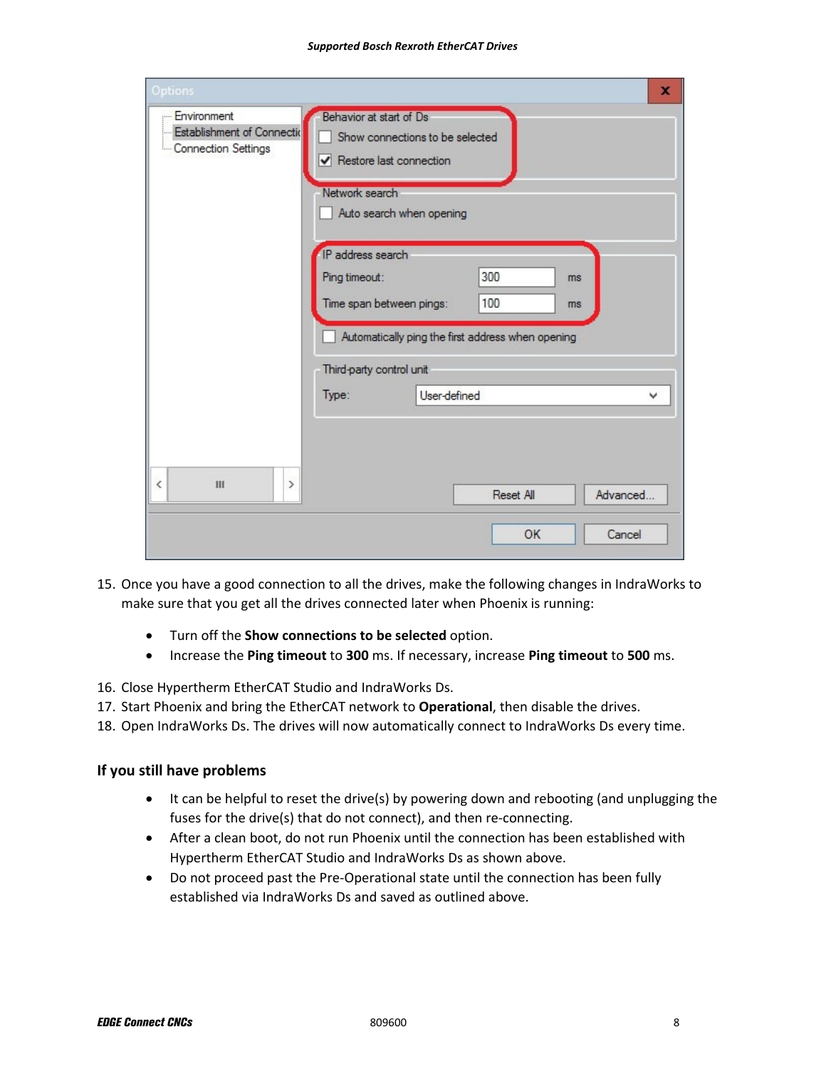15. Once you have a good connection to all the drives, make the following changes in IndraWorks to make sure that you get all the drives connected later when Phoenix is running:

    - Turn off the **Show connections to be selected** option.
    - Increase the **Ping timeout** to **300** ms. If necessary, increase **Ping timeout** to **500** ms.

16. Close Hypertherm EtherCAT Studio and IndraWorks Ds.
17. Start Phoenix and bring the EtherCAT network to **Operational**, then disable the drives.
18. Open IndraWorks Ds. The drives will now automatically connect to IndraWorks Ds every time.

## If you still have problems

- It can be helpful to reset the drive(s) by powering down and rebooting (and unplugging the fuses for the drive(s) that do not connect), and then re-connecting.
- After a clean boot, do not run Phoenix until the connection has been established with Hypertherm EtherCAT Studio and IndraWorks Ds as shown above.
- Do not proceed past the Pre-Operational state until the connection has been fully established via IndraWorks Ds and saved as outlined above.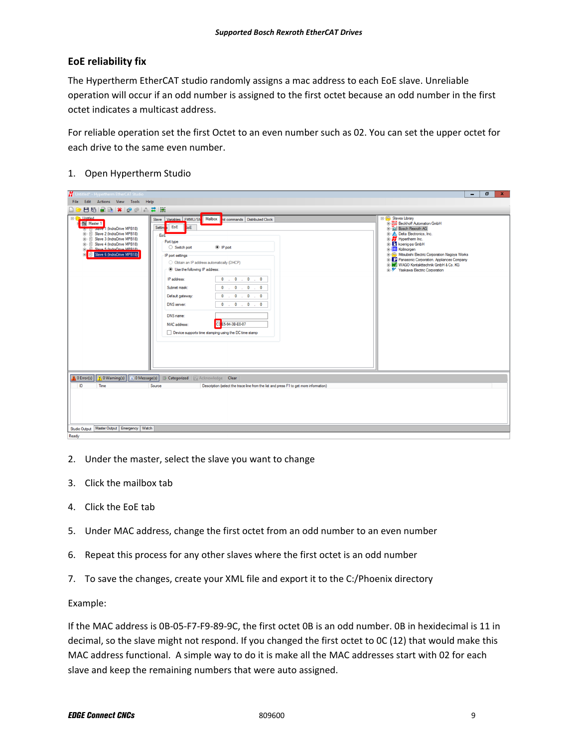## EoE reliability fix

The Hypertherm EtherCAT studio randomly assigns a mac address to each EoE slave. Unreliable operation will occur if an odd number is assigned to the first octet because an odd number in the first octet indicates a multicast address.

For reliable operation set the first Octet to an even number such as 02. You can set the upper octet for each drive to the same even number.

1. Open Hypertherm Studio

2. Under the master, select the slave you want to change
3. Click the mailbox tab
4. Click the EoE tab
5. Under MAC address, change the first octet from an odd number to an even number
6. Repeat this process for any other slaves where the first octet is an odd number
7. To save the changes, create your XML file and export it to the C:/Phoenix directory

Example:

If the MAC address is 0B-05-F7-F9-89-9C, the first octet 0B is an odd number. 0B in hexidecimal is 11 in decimal, so the slave might not respond. If you changed the first octet to 0C (12) that would make this MAC address functional. A simple way to do it is make all the MAC addresses start with 02 for each slave and keep the remaining numbers that were auto assigned.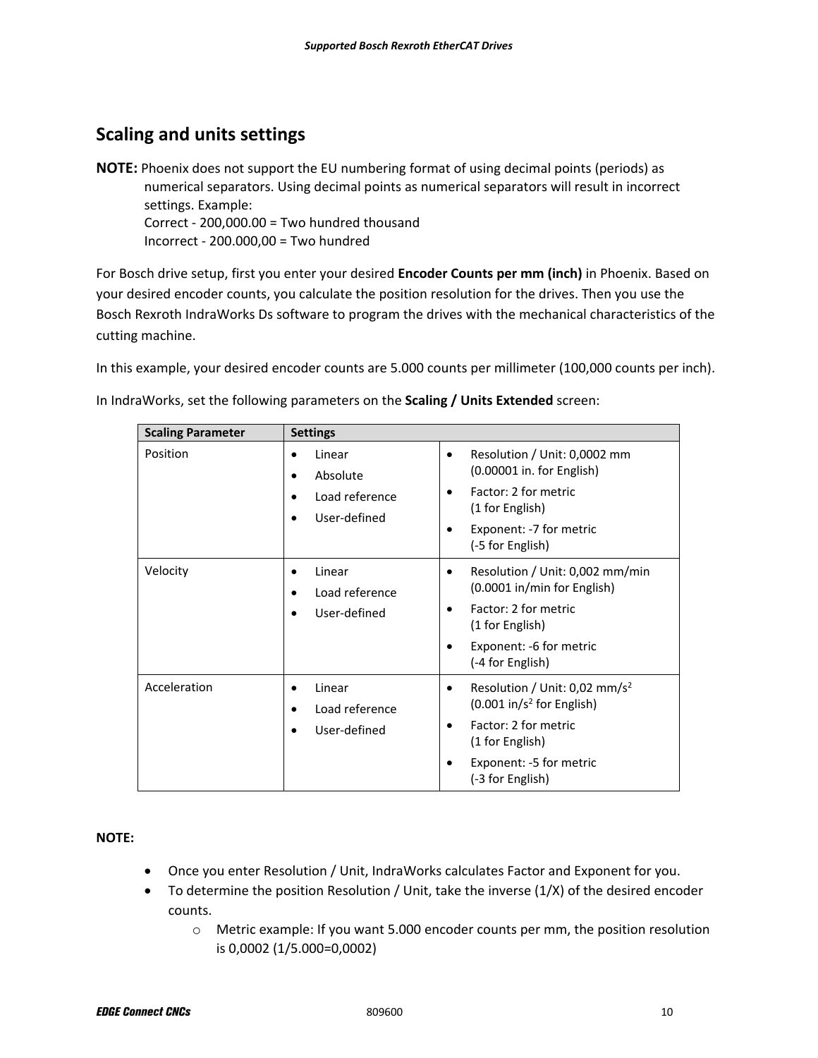## Scaling and units settings

**NOTE:** Phoenix does not support the EU numbering format of using decimal points (periods) as numerical separators. Using decimal points as numerical separators will result in incorrect settings. Example:
Correct - 200,000.00 = Two hundred thousand
Incorrect - 200.000,00 = Two hundred

For Bosch drive setup, first you enter your desired **Encoder Counts per mm (inch)** in Phoenix. Based on your desired encoder counts, you calculate the position resolution for the drives. Then you use the Bosch Rexroth IndraWorks Ds software to program the drives with the mechanical characteristics of the cutting machine.

In this example, your desired encoder counts are 5.000 counts per millimeter (100,000 counts per inch).

In IndraWorks, set the following parameters on the **Scaling / Units Extended** screen:

| Scaling Parameter | Settings | |
|---|---|---|
| Position | • Linear<br>• Absolute<br>• Load reference<br>• User-defined | • Resolution / Unit: 0,0002 mm (0.00001 in. for English)<br>• Factor: 2 for metric (1 for English)<br>• Exponent: -7 for metric (-5 for English) |
| Velocity | • Linear<br>• Load reference<br>• User-defined | • Resolution / Unit: 0,002 mm/min (0.0001 in/min for English)<br>• Factor: 2 for metric (1 for English)<br>• Exponent: -6 for metric (-4 for English) |
| Acceleration | • Linear<br>• Load reference<br>• User-defined | • Resolution / Unit: 0,02 mm/s$^2$ (0.001 in/s$^2$ for English)<br>• Factor: 2 for metric (1 for English)<br>• Exponent: -5 for metric (-3 for English) |

**NOTE:**

- Once you enter Resolution / Unit, IndraWorks calculates Factor and Exponent for you.
- To determine the position Resolution / Unit, take the inverse (1/X) of the desired encoder counts.
  - Metric example: If you want 5.000 encoder counts per mm, the position resolution is 0,0002 (1/5.000=0,0002)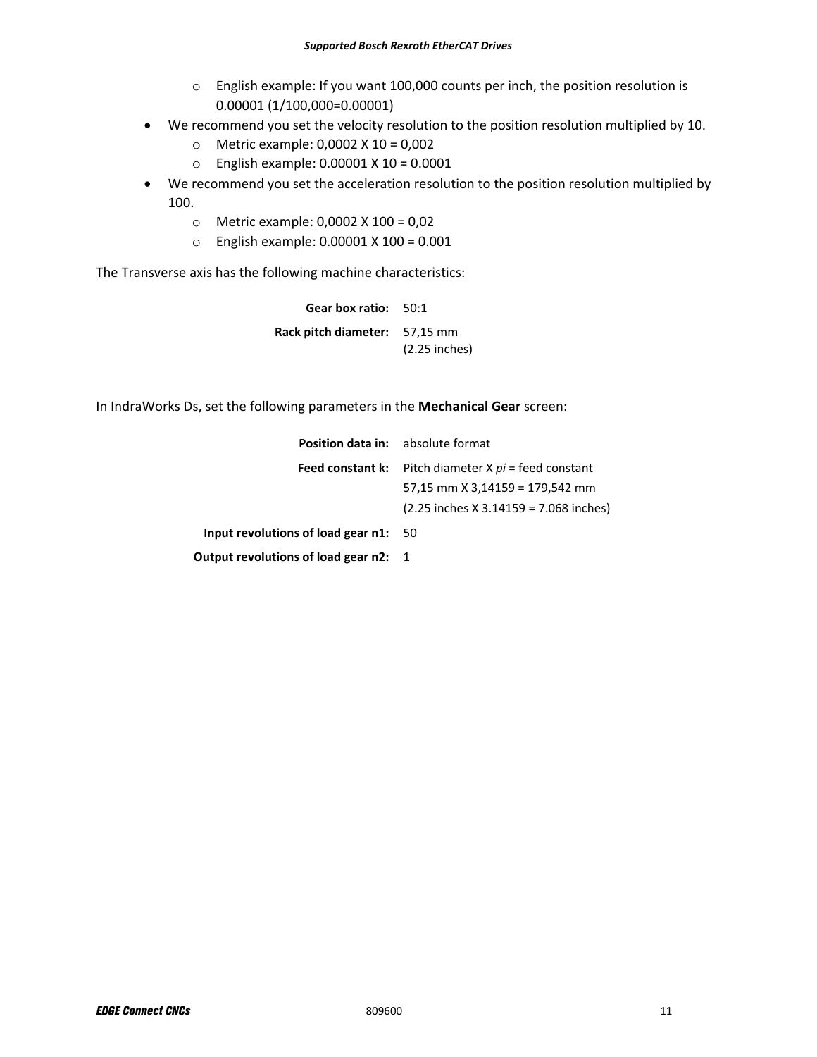- English example: If you want 100,000 counts per inch, the position resolution is 0.00001 (1/100,000=0.00001)
- We recommend you set the velocity resolution to the position resolution multiplied by 10.
  - Metric example: 0,0002 X 10 = 0,002
  - English example: 0.00001 X 10 = 0.0001
- We recommend you set the acceleration resolution to the position resolution multiplied by 100.
  - Metric example: 0,0002 X 100 = 0,02
  - English example: 0.00001 X 100 = 0.001

The Transverse axis has the following machine characteristics:

| | |
|---|---|
| **Gear box ratio:** | 50:1 |
| **Rack pitch diameter:** | 57,15 mm<br>(2.25 inches) |

In IndraWorks Ds, set the following parameters in the **Mechanical Gear** screen:

| | |
|---|---|
| **Position data in:** | absolute format |
| **Feed constant k:** | Pitch diameter X *pi* = feed constant<br>57,15 mm X 3,14159 = 179,542 mm<br>(2.25 inches X 3.14159 = 7.068 inches) |
| **Input revolutions of load gear n1:** | 50 |
| **Output revolutions of load gear n2:** | 1 |